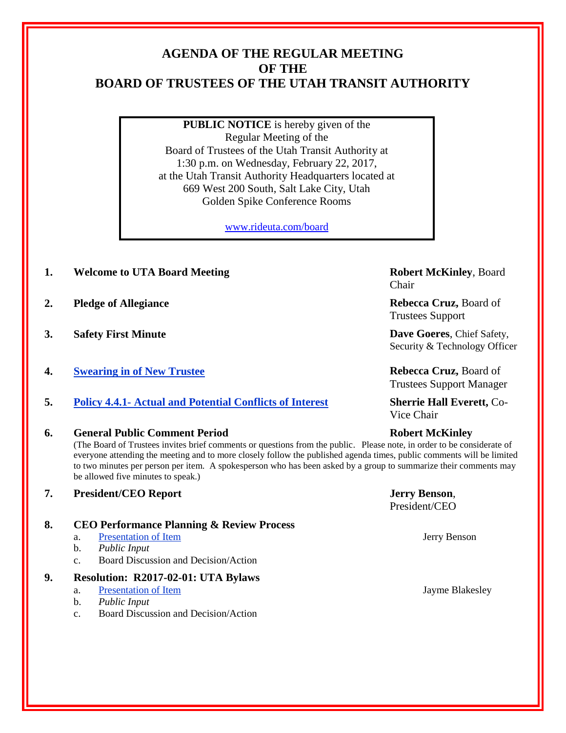# AGENDA OF THE REGULAR MEETING OF THE BOARD OF TRUSTEES OF THE UTAH TRANSIT AUTHORITY

**PUBLIC NOTICE** is hereby given of the Regular Meeting of the Board of Trustees of the Utah Transit Authority at 1:30 p.m. on Wednesday, February 22, 2017, at the Utah Transit Authority Headquarters located at 669 West 200 South, Salt Lake City, Utah Golden Spike Conference Rooms

www.rideuta.com/board

1. **Welcome to UTA Board Meeting** — **Robert McKinley**, Board Chair

2. **Pledge of Allegiance** — **Rebecca Cruz,** Board of Trustees Support

3. **Safety First Minute** — **Dave Goeres**, Chief Safety, Security & Technology Officer

4. **Swearing in of New Trustee** — **Rebecca Cruz,** Board of Trustees Support Manager

5. **Policy 4.4.1- Actual and Potential Conflicts of Interest** — **Sherrie Hall Everett,** Co-Vice Chair

6. **General Public Comment Period** — **Robert McKinley**

   (The Board of Trustees invites brief comments or questions from the public. Please note, in order to be considerate of everyone attending the meeting and to more closely follow the published agenda times, public comments will be limited to two minutes per person per item. A spokesperson who has been asked by a group to summarize their comments may be allowed five minutes to speak.)

7. **President/CEO Report** — **Jerry Benson**, President/CEO

8. **CEO Performance Planning & Review Process**
   a. Presentation of Item — Jerry Benson
   b. *Public Input*
   c. Board Discussion and Decision/Action

9. **Resolution: R2017-02-01: UTA Bylaws**
   a. Presentation of Item — Jayme Blakesley
   b. *Public Input*
   c. Board Discussion and Decision/Action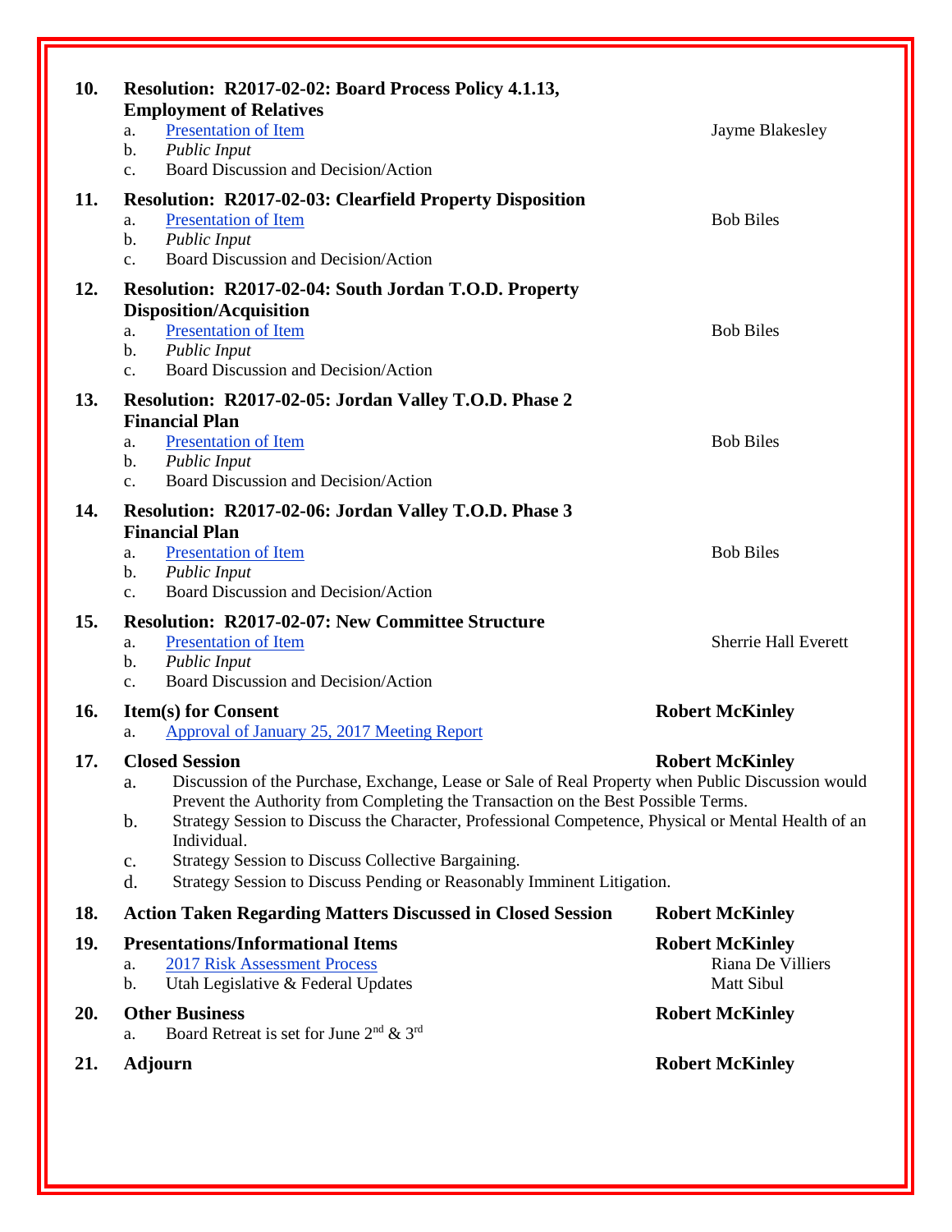**10. Resolution: R2017-02-02: Board Process Policy 4.1.13, Employment of Relatives**

a. Presentation of Item — Jayme Blakesley
b. *Public Input*
c. Board Discussion and Decision/Action

**11. Resolution: R2017-02-03: Clearfield Property Disposition**

a. Presentation of Item — Bob Biles
b. *Public Input*
c. Board Discussion and Decision/Action

**12. Resolution: R2017-02-04: South Jordan T.O.D. Property Disposition/Acquisition**

a. Presentation of Item — Bob Biles
b. *Public Input*
c. Board Discussion and Decision/Action

**13. Resolution: R2017-02-05: Jordan Valley T.O.D. Phase 2 Financial Plan**

a. Presentation of Item — Bob Biles
b. *Public Input*
c. Board Discussion and Decision/Action

**14. Resolution: R2017-02-06: Jordan Valley T.O.D. Phase 3 Financial Plan**

a. Presentation of Item — Bob Biles
b. *Public Input*
c. Board Discussion and Decision/Action

**15. Resolution: R2017-02-07: New Committee Structure**

a. Presentation of Item — Sherrie Hall Everett
b. *Public Input*
c. Board Discussion and Decision/Action

**16. Item(s) for Consent** — **Robert McKinley**

a. Approval of January 25, 2017 Meeting Report

**17. Closed Session** — **Robert McKinley**

a. Discussion of the Purchase, Exchange, Lease or Sale of Real Property when Public Discussion would Prevent the Authority from Completing the Transaction on the Best Possible Terms.
b. Strategy Session to Discuss the Character, Professional Competence, Physical or Mental Health of an Individual.
c. Strategy Session to Discuss Collective Bargaining.
d. Strategy Session to Discuss Pending or Reasonably Imminent Litigation.

**18. Action Taken Regarding Matters Discussed in Closed Session** — **Robert McKinley**

**19. Presentations/Informational Items** — **Robert McKinley**

a. 2017 Risk Assessment Process — Riana De Villiers
b. Utah Legislative & Federal Updates — Matt Sibul

**20. Other Business** — **Robert McKinley**

a. Board Retreat is set for June 2nd & 3rd

**21. Adjourn** — **Robert McKinley**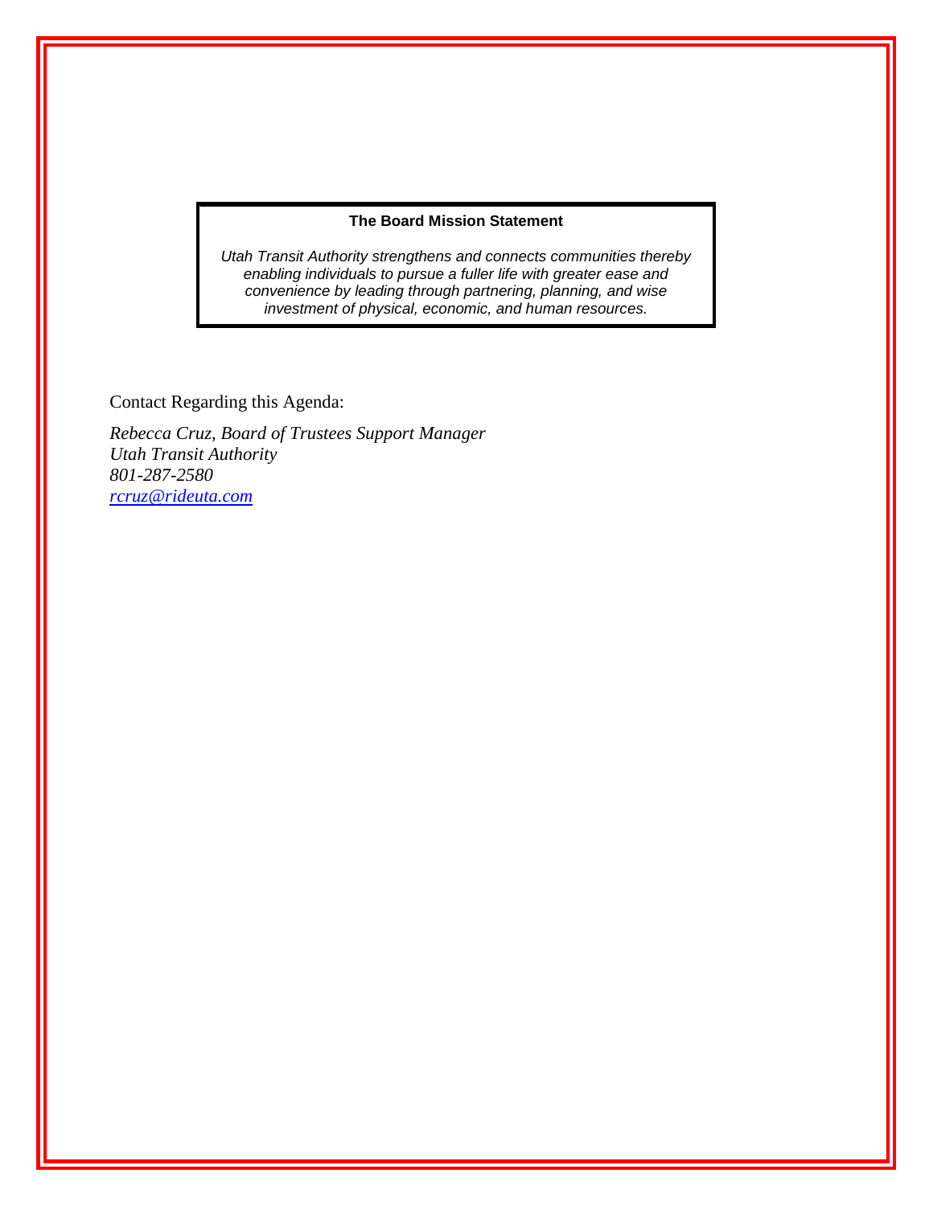**The Board Mission Statement**

*Utah Transit Authority strengthens and connects communities thereby enabling individuals to pursue a fuller life with greater ease and convenience by leading through partnering, planning, and wise investment of physical, economic, and human resources.*

Contact Regarding this Agenda:

*Rebecca Cruz, Board of Trustees Support Manager*
*Utah Transit Authority*
*801-287-2580*
*rcruz@rideuta.com*